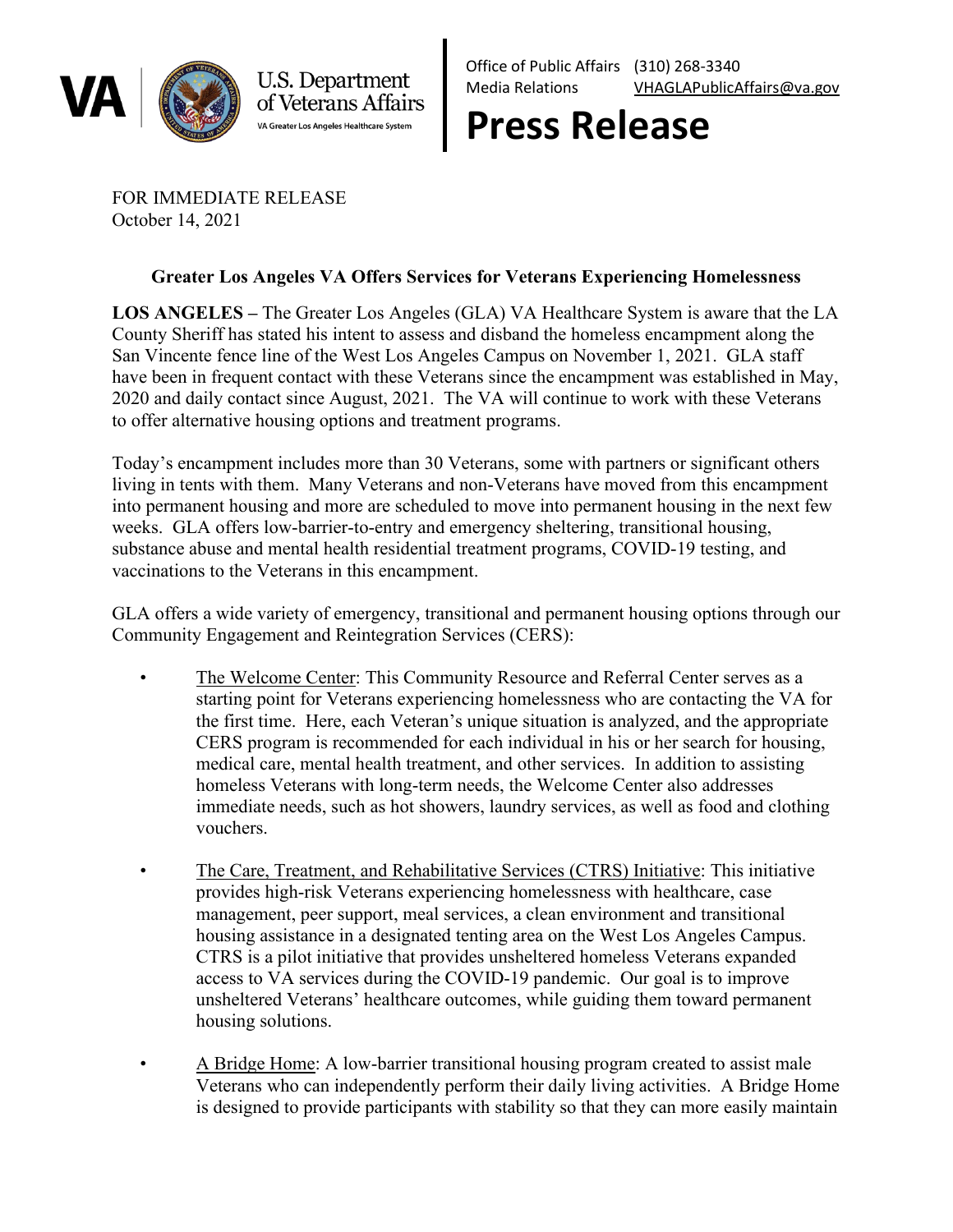U.S. Department of Veterans Affairs
VA Greater Los Angeles Healthcare System

Office of Public Affairs (310) 268-3340
Media Relations VHAGLAPublicAffairs@va.gov

# Press Release

FOR IMMEDIATE RELEASE
October 14, 2021

**Greater Los Angeles VA Offers Services for Veterans Experiencing Homelessness**

**LOS ANGELES –** The Greater Los Angeles (GLA) VA Healthcare System is aware that the LA County Sheriff has stated his intent to assess and disband the homeless encampment along the San Vincente fence line of the West Los Angeles Campus on November 1, 2021. GLA staff have been in frequent contact with these Veterans since the encampment was established in May, 2020 and daily contact since August, 2021. The VA will continue to work with these Veterans to offer alternative housing options and treatment programs.

Today's encampment includes more than 30 Veterans, some with partners or significant others living in tents with them. Many Veterans and non-Veterans have moved from this encampment into permanent housing and more are scheduled to move into permanent housing in the next few weeks. GLA offers low-barrier-to-entry and emergency sheltering, transitional housing, substance abuse and mental health residential treatment programs, COVID-19 testing, and vaccinations to the Veterans in this encampment.

GLA offers a wide variety of emergency, transitional and permanent housing options through our Community Engagement and Reintegration Services (CERS):

- The Welcome Center: This Community Resource and Referral Center serves as a starting point for Veterans experiencing homelessness who are contacting the VA for the first time. Here, each Veteran's unique situation is analyzed, and the appropriate CERS program is recommended for each individual in his or her search for housing, medical care, mental health treatment, and other services. In addition to assisting homeless Veterans with long-term needs, the Welcome Center also addresses immediate needs, such as hot showers, laundry services, as well as food and clothing vouchers.

- The Care, Treatment, and Rehabilitative Services (CTRS) Initiative: This initiative provides high-risk Veterans experiencing homelessness with healthcare, case management, peer support, meal services, a clean environment and transitional housing assistance in a designated tenting area on the West Los Angeles Campus. CTRS is a pilot initiative that provides unsheltered homeless Veterans expanded access to VA services during the COVID-19 pandemic. Our goal is to improve unsheltered Veterans' healthcare outcomes, while guiding them toward permanent housing solutions.

- A Bridge Home: A low-barrier transitional housing program created to assist male Veterans who can independently perform their daily living activities. A Bridge Home is designed to provide participants with stability so that they can more easily maintain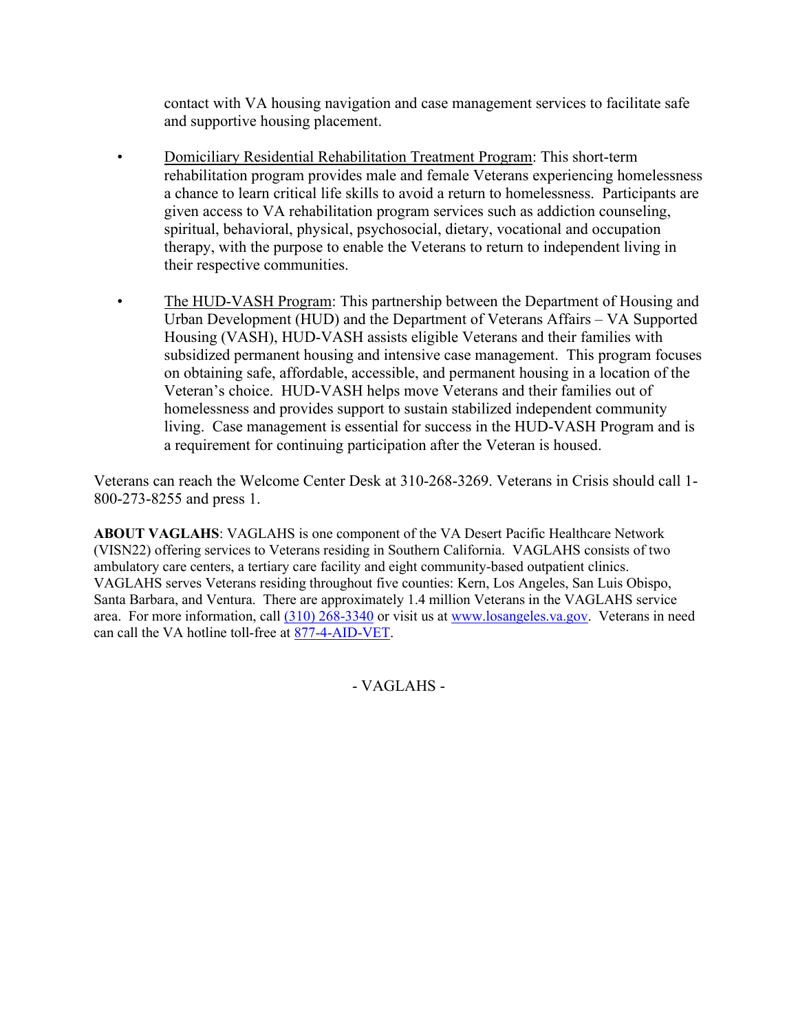contact with VA housing navigation and case management services to facilitate safe and supportive housing placement.

- Domiciliary Residential Rehabilitation Treatment Program: This short-term rehabilitation program provides male and female Veterans experiencing homelessness a chance to learn critical life skills to avoid a return to homelessness. Participants are given access to VA rehabilitation program services such as addiction counseling, spiritual, behavioral, physical, psychosocial, dietary, vocational and occupation therapy, with the purpose to enable the Veterans to return to independent living in their respective communities.

- The HUD-VASH Program: This partnership between the Department of Housing and Urban Development (HUD) and the Department of Veterans Affairs – VA Supported Housing (VASH), HUD-VASH assists eligible Veterans and their families with subsidized permanent housing and intensive case management. This program focuses on obtaining safe, affordable, accessible, and permanent housing in a location of the Veteran's choice. HUD-VASH helps move Veterans and their families out of homelessness and provides support to sustain stabilized independent community living. Case management is essential for success in the HUD-VASH Program and is a requirement for continuing participation after the Veteran is housed.

Veterans can reach the Welcome Center Desk at 310-268-3269. Veterans in Crisis should call 1-800-273-8255 and press 1.

**ABOUT VAGLAHS**: VAGLAHS is one component of the VA Desert Pacific Healthcare Network (VISN22) offering services to Veterans residing in Southern California. VAGLAHS consists of two ambulatory care centers, a tertiary care facility and eight community-based outpatient clinics. VAGLAHS serves Veterans residing throughout five counties: Kern, Los Angeles, San Luis Obispo, Santa Barbara, and Ventura. There are approximately 1.4 million Veterans in the VAGLAHS service area. For more information, call (310) 268-3340 or visit us at www.losangeles.va.gov. Veterans in need can call the VA hotline toll-free at 877-4-AID-VET.

- VAGLAHS -